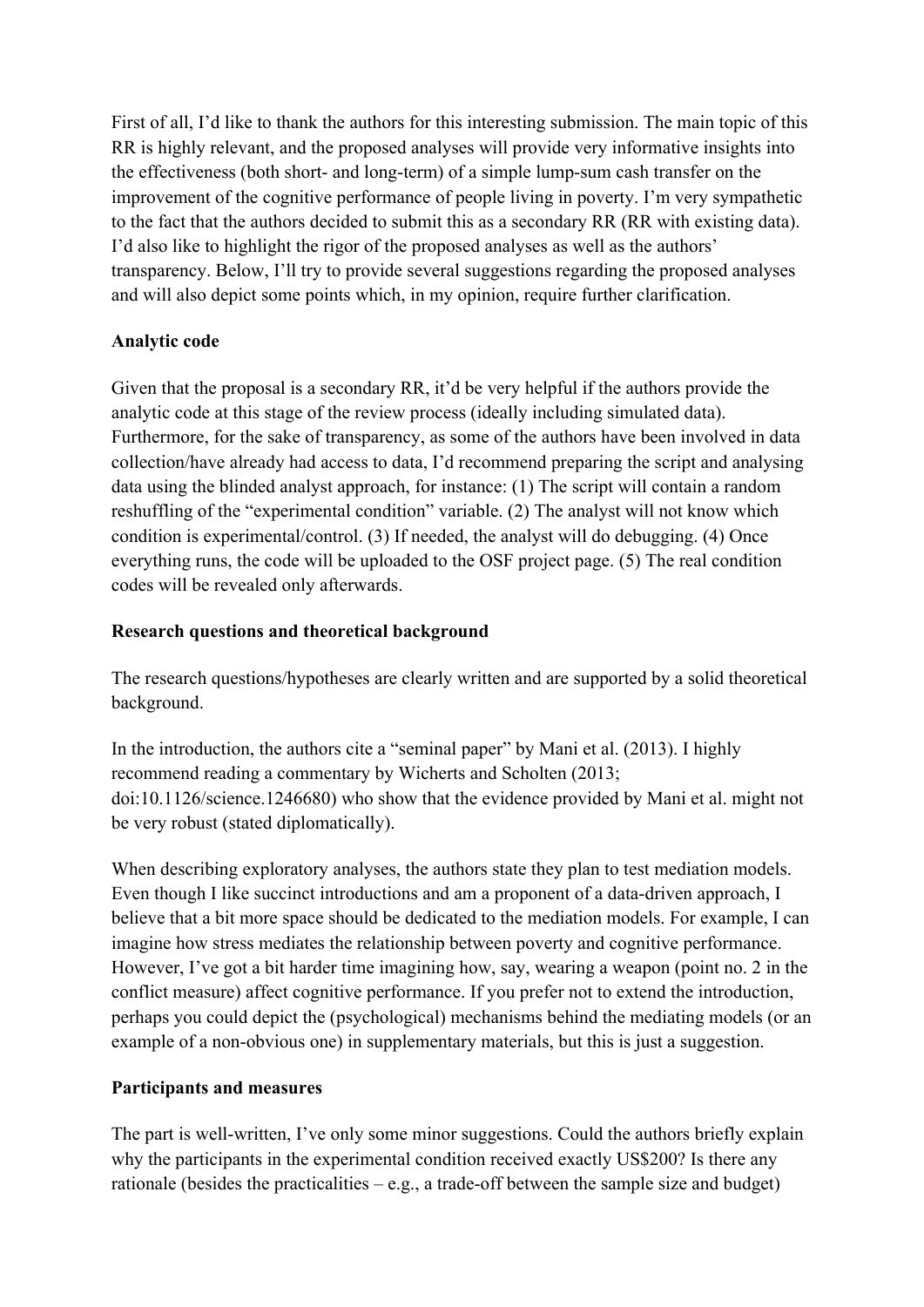First of all, I'd like to thank the authors for this interesting submission. The main topic of this RR is highly relevant, and the proposed analyses will provide very informative insights into the effectiveness (both short- and long-term) of a simple lump-sum cash transfer on the improvement of the cognitive performance of people living in poverty. I'm very sympathetic to the fact that the authors decided to submit this as a secondary RR (RR with existing data). I'd also like to highlight the rigor of the proposed analyses as well as the authors' transparency. Below, I'll try to provide several suggestions regarding the proposed analyses and will also depict some points which, in my opinion, require further clarification.

**Analytic code**

Given that the proposal is a secondary RR, it'd be very helpful if the authors provide the analytic code at this stage of the review process (ideally including simulated data). Furthermore, for the sake of transparency, as some of the authors have been involved in data collection/have already had access to data, I'd recommend preparing the script and analysing data using the blinded analyst approach, for instance: (1) The script will contain a random reshuffling of the "experimental condition" variable. (2) The analyst will not know which condition is experimental/control. (3) If needed, the analyst will do debugging. (4) Once everything runs, the code will be uploaded to the OSF project page. (5) The real condition codes will be revealed only afterwards.

**Research questions and theoretical background**

The research questions/hypotheses are clearly written and are supported by a solid theoretical background.

In the introduction, the authors cite a "seminal paper" by Mani et al. (2013). I highly recommend reading a commentary by Wicherts and Scholten (2013; doi:10.1126/science.1246680) who show that the evidence provided by Mani et al. might not be very robust (stated diplomatically).

When describing exploratory analyses, the authors state they plan to test mediation models. Even though I like succinct introductions and am a proponent of a data-driven approach, I believe that a bit more space should be dedicated to the mediation models. For example, I can imagine how stress mediates the relationship between poverty and cognitive performance. However, I've got a bit harder time imagining how, say, wearing a weapon (point no. 2 in the conflict measure) affect cognitive performance. If you prefer not to extend the introduction, perhaps you could depict the (psychological) mechanisms behind the mediating models (or an example of a non-obvious one) in supplementary materials, but this is just a suggestion.

**Participants and measures**

The part is well-written, I've only some minor suggestions. Could the authors briefly explain why the participants in the experimental condition received exactly US$200? Is there any rationale (besides the practicalities – e.g., a trade-off between the sample size and budget)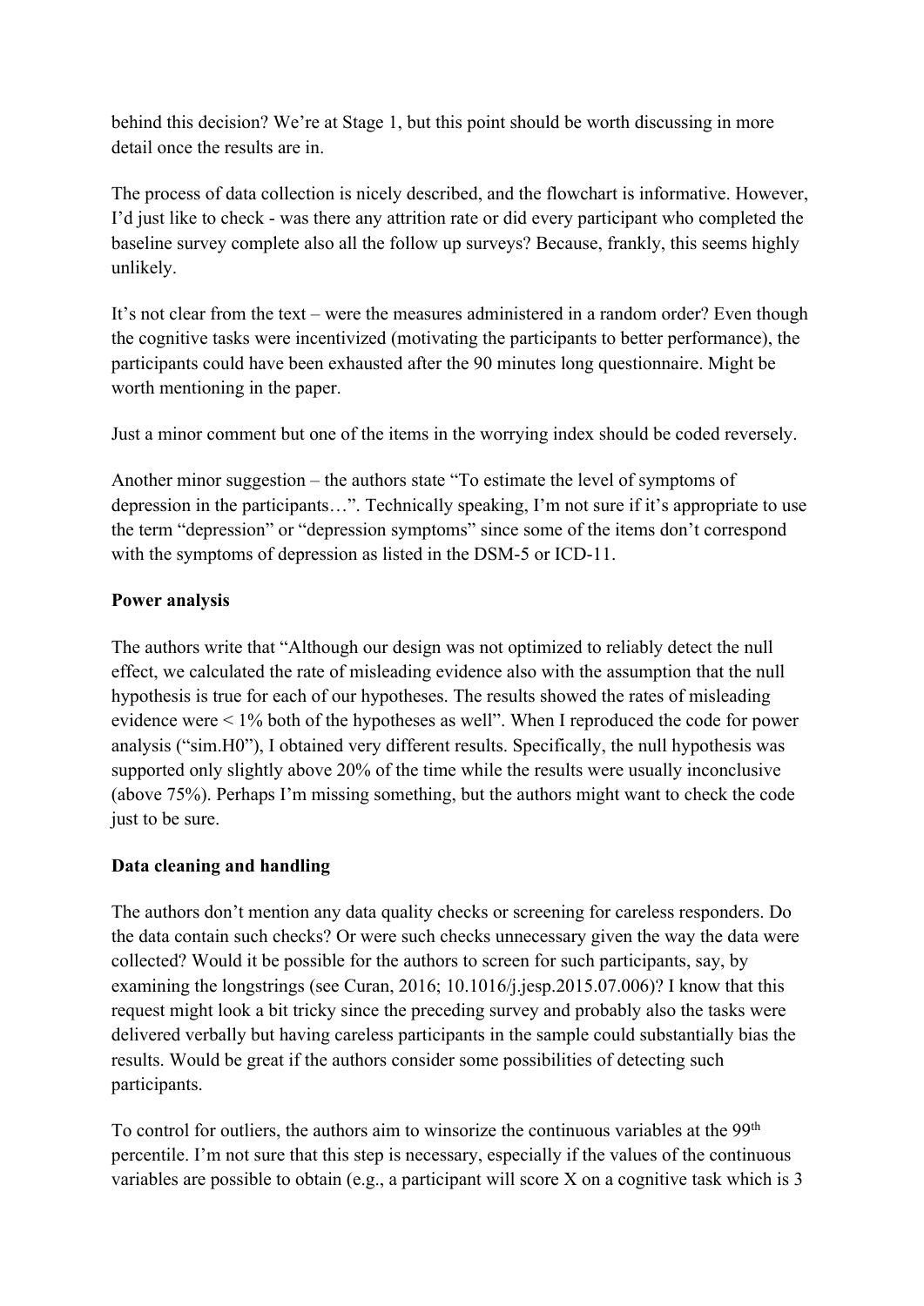behind this decision? We're at Stage 1, but this point should be worth discussing in more detail once the results are in.

The process of data collection is nicely described, and the flowchart is informative. However, I'd just like to check - was there any attrition rate or did every participant who completed the baseline survey complete also all the follow up surveys? Because, frankly, this seems highly unlikely.

It's not clear from the text – were the measures administered in a random order? Even though the cognitive tasks were incentivized (motivating the participants to better performance), the participants could have been exhausted after the 90 minutes long questionnaire. Might be worth mentioning in the paper.

Just a minor comment but one of the items in the worrying index should be coded reversely.

Another minor suggestion – the authors state "To estimate the level of symptoms of depression in the participants…". Technically speaking, I'm not sure if it's appropriate to use the term "depression" or "depression symptoms" since some of the items don't correspond with the symptoms of depression as listed in the DSM-5 or ICD-11.

**Power analysis**

The authors write that "Although our design was not optimized to reliably detect the null effect, we calculated the rate of misleading evidence also with the assumption that the null hypothesis is true for each of our hypotheses. The results showed the rates of misleading evidence were < 1% both of the hypotheses as well". When I reproduced the code for power analysis ("sim.H0"), I obtained very different results. Specifically, the null hypothesis was supported only slightly above 20% of the time while the results were usually inconclusive (above 75%). Perhaps I'm missing something, but the authors might want to check the code just to be sure.

**Data cleaning and handling**

The authors don't mention any data quality checks or screening for careless responders. Do the data contain such checks? Or were such checks unnecessary given the way the data were collected? Would it be possible for the authors to screen for such participants, say, by examining the longstrings (see Curan, 2016; 10.1016/j.jesp.2015.07.006)? I know that this request might look a bit tricky since the preceding survey and probably also the tasks were delivered verbally but having careless participants in the sample could substantially bias the results. Would be great if the authors consider some possibilities of detecting such participants.

To control for outliers, the authors aim to winsorize the continuous variables at the 99th percentile. I'm not sure that this step is necessary, especially if the values of the continuous variables are possible to obtain (e.g., a participant will score X on a cognitive task which is 3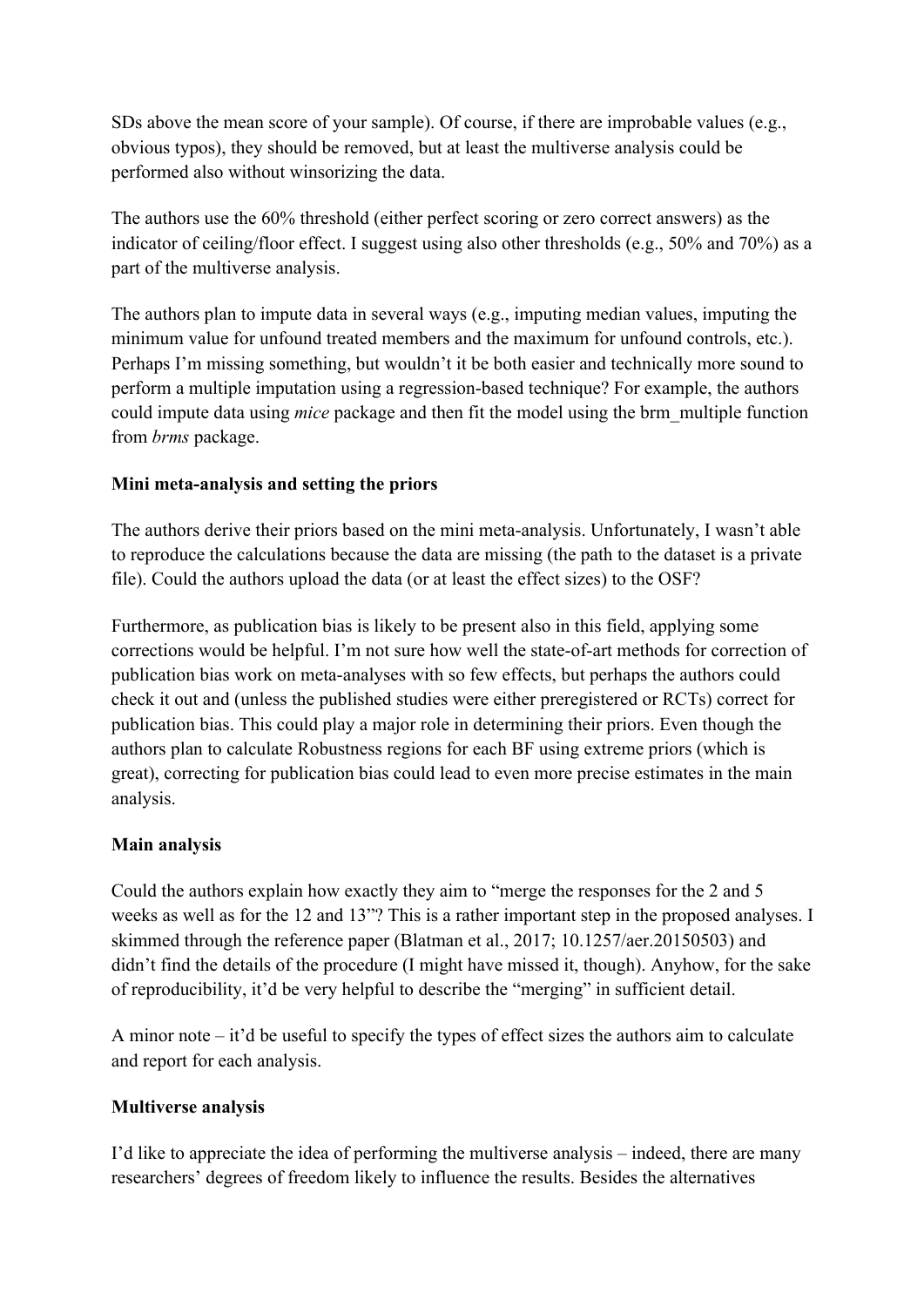SDs above the mean score of your sample). Of course, if there are improbable values (e.g., obvious typos), they should be removed, but at least the multiverse analysis could be performed also without winsorizing the data.

The authors use the 60% threshold (either perfect scoring or zero correct answers) as the indicator of ceiling/floor effect. I suggest using also other thresholds (e.g., 50% and 70%) as a part of the multiverse analysis.

The authors plan to impute data in several ways (e.g., imputing median values, imputing the minimum value for unfound treated members and the maximum for unfound controls, etc.). Perhaps I'm missing something, but wouldn't it be both easier and technically more sound to perform a multiple imputation using a regression-based technique? For example, the authors could impute data using *mice* package and then fit the model using the brm_multiple function from *brms* package.

**Mini meta-analysis and setting the priors**

The authors derive their priors based on the mini meta-analysis. Unfortunately, I wasn't able to reproduce the calculations because the data are missing (the path to the dataset is a private file). Could the authors upload the data (or at least the effect sizes) to the OSF?

Furthermore, as publication bias is likely to be present also in this field, applying some corrections would be helpful. I'm not sure how well the state-of-art methods for correction of publication bias work on meta-analyses with so few effects, but perhaps the authors could check it out and (unless the published studies were either preregistered or RCTs) correct for publication bias. This could play a major role in determining their priors. Even though the authors plan to calculate Robustness regions for each BF using extreme priors (which is great), correcting for publication bias could lead to even more precise estimates in the main analysis.

**Main analysis**

Could the authors explain how exactly they aim to "merge the responses for the 2 and 5 weeks as well as for the 12 and 13"? This is a rather important step in the proposed analyses. I skimmed through the reference paper (Blatman et al., 2017; 10.1257/aer.20150503) and didn't find the details of the procedure (I might have missed it, though). Anyhow, for the sake of reproducibility, it'd be very helpful to describe the "merging" in sufficient detail.

A minor note – it'd be useful to specify the types of effect sizes the authors aim to calculate and report for each analysis.

**Multiverse analysis**

I'd like to appreciate the idea of performing the multiverse analysis – indeed, there are many researchers' degrees of freedom likely to influence the results. Besides the alternatives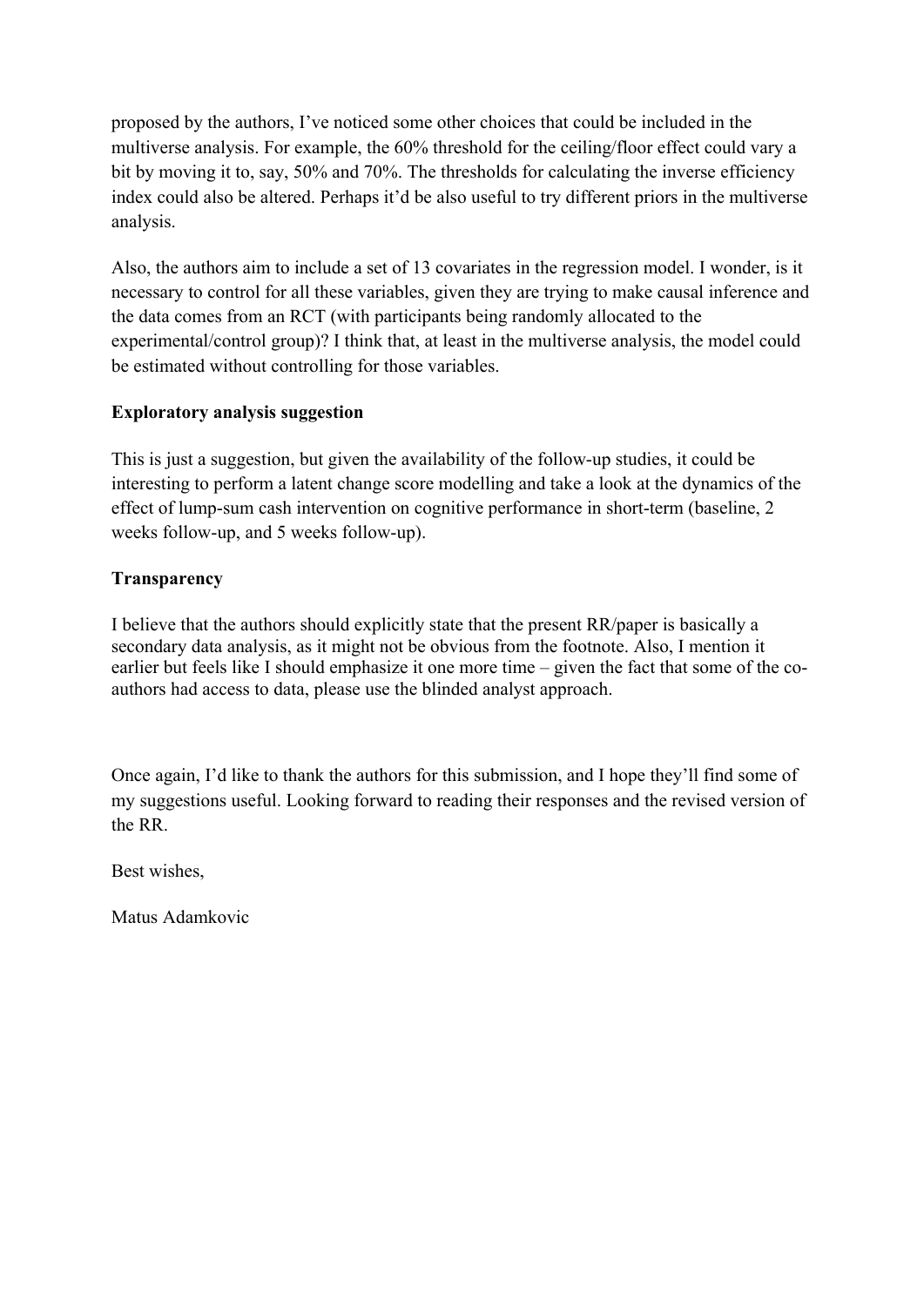proposed by the authors, I've noticed some other choices that could be included in the multiverse analysis. For example, the 60% threshold for the ceiling/floor effect could vary a bit by moving it to, say, 50% and 70%. The thresholds for calculating the inverse efficiency index could also be altered. Perhaps it'd be also useful to try different priors in the multiverse analysis.

Also, the authors aim to include a set of 13 covariates in the regression model. I wonder, is it necessary to control for all these variables, given they are trying to make causal inference and the data comes from an RCT (with participants being randomly allocated to the experimental/control group)? I think that, at least in the multiverse analysis, the model could be estimated without controlling for those variables.

**Exploratory analysis suggestion**

This is just a suggestion, but given the availability of the follow-up studies, it could be interesting to perform a latent change score modelling and take a look at the dynamics of the effect of lump-sum cash intervention on cognitive performance in short-term (baseline, 2 weeks follow-up, and 5 weeks follow-up).

**Transparency**

I believe that the authors should explicitly state that the present RR/paper is basically a secondary data analysis, as it might not be obvious from the footnote. Also, I mention it earlier but feels like I should emphasize it one more time – given the fact that some of the co-authors had access to data, please use the blinded analyst approach.

Once again, I'd like to thank the authors for this submission, and I hope they'll find some of my suggestions useful. Looking forward to reading their responses and the revised version of the RR.

Best wishes,

Matus Adamkovic